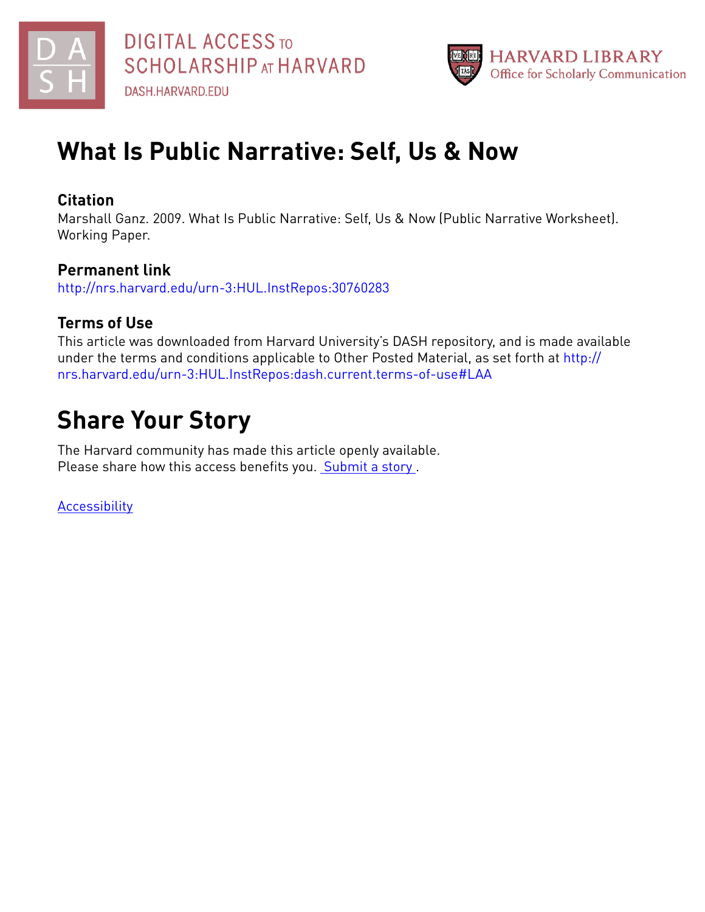DIGITAL ACCESS TO SCHOLARSHIP AT HARVARD

DASH.HARVARD.EDU

HARVARD LIBRARY
Office for Scholarly Communication

# What Is Public Narrative: Self, Us & Now

### Citation

Marshall Ganz. 2009. What Is Public Narrative: Self, Us & Now (Public Narrative Worksheet). Working Paper.

### Permanent link

http://nrs.harvard.edu/urn-3:HUL.InstRepos:30760283

### Terms of Use

This article was downloaded from Harvard University's DASH repository, and is made available under the terms and conditions applicable to Other Posted Material, as set forth at http://nrs.harvard.edu/urn-3:HUL.InstRepos:dash.current.terms-of-use#LAA

# Share Your Story

The Harvard community has made this article openly available.
Please share how this access benefits you. Submit a story .

Accessibility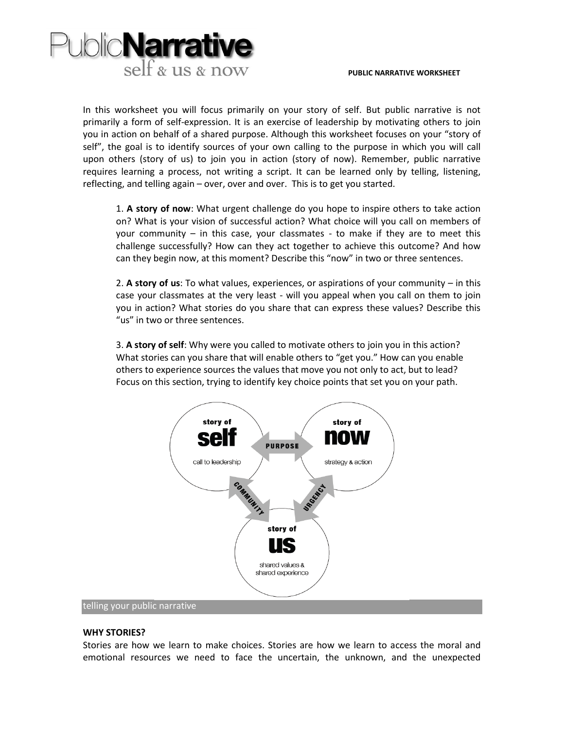In this worksheet you will focus primarily on your story of self. But public narrative is not primarily a form of self-expression. It is an exercise of leadership by motivating others to join you in action on behalf of a shared purpose. Although this worksheet focuses on your "story of self", the goal is to identify sources of your own calling to the purpose in which you will call upon others (story of us) to join you in action (story of now). Remember, public narrative requires learning a process, not writing a script. It can be learned only by telling, listening, reflecting, and telling again – over, over and over. This is to get you started.

1. **A story of now**: What urgent challenge do you hope to inspire others to take action on? What is your vision of successful action? What choice will you call on members of your community – in this case, your classmates - to make if they are to meet this challenge successfully? How can they act together to achieve this outcome? And how can they begin now, at this moment? Describe this "now" in two or three sentences.

2. **A story of us**: To what values, experiences, or aspirations of your community – in this case your classmates at the very least - will you appeal when you call on them to join you in action? What stories do you share that can express these values? Describe this "us" in two or three sentences.

3. **A story of self**: Why were you called to motivate others to join you in this action? What stories can you share that will enable others to "get you." How can you enable others to experience sources the values that move you not only to act, but to lead? Focus on this section, trying to identify key choice points that set you on your path.

story of **self** — call to leadership

story of **now** — strategy & action

story of **us** — shared values & shared experience

PURPOSE · COMMUNITY · URGENCY

## telling your public narrative

**WHY STORIES?**

Stories are how we learn to make choices. Stories are how we learn to access the moral and emotional resources we need to face the uncertain, the unknown, and the unexpected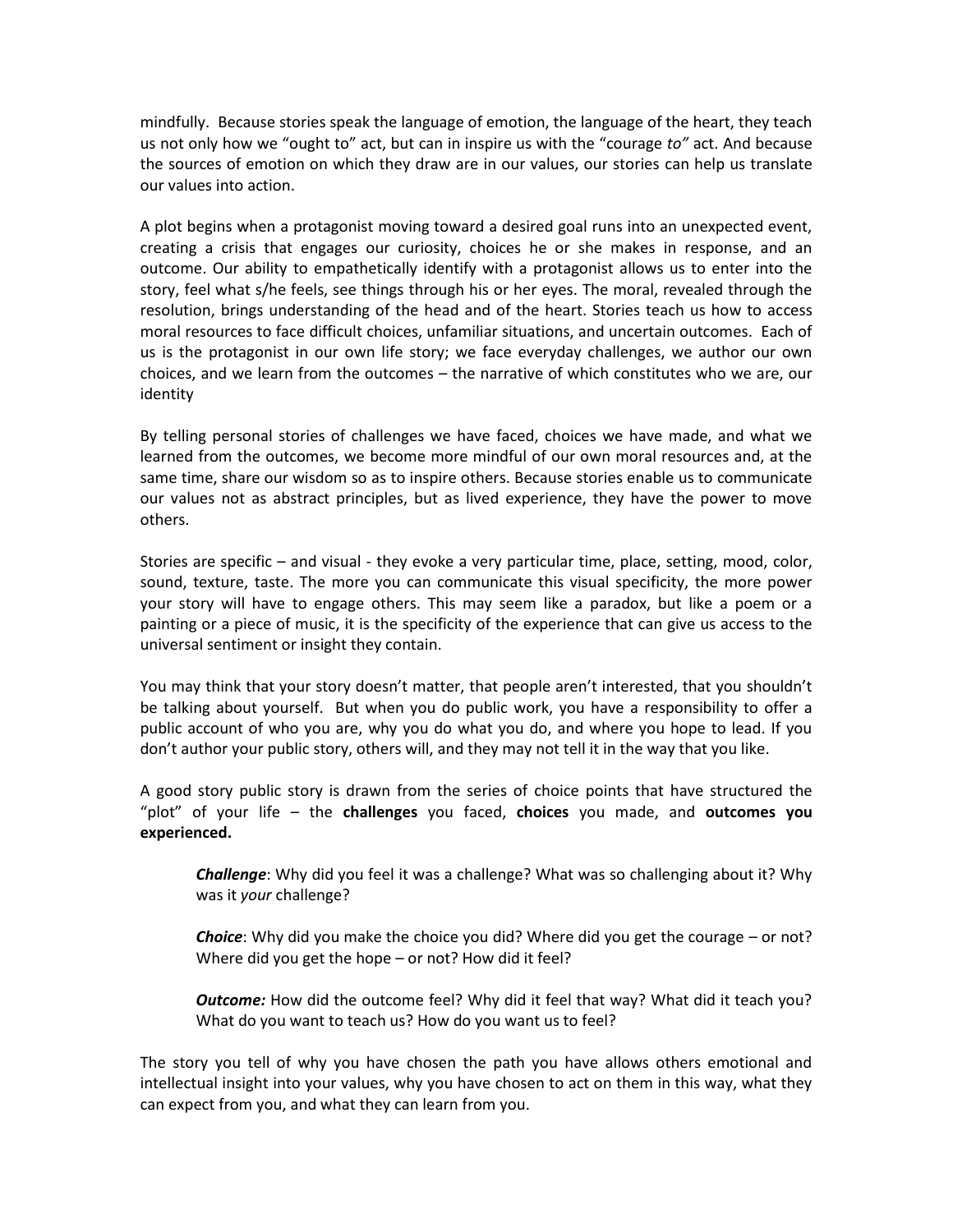mindfully. Because stories speak the language of emotion, the language of the heart, they teach us not only how we "ought to" act, but can in inspire us with the "courage *to"* act. And because the sources of emotion on which they draw are in our values, our stories can help us translate our values into action.

A plot begins when a protagonist moving toward a desired goal runs into an unexpected event, creating a crisis that engages our curiosity, choices he or she makes in response, and an outcome. Our ability to empathetically identify with a protagonist allows us to enter into the story, feel what s/he feels, see things through his or her eyes. The moral, revealed through the resolution, brings understanding of the head and of the heart. Stories teach us how to access moral resources to face difficult choices, unfamiliar situations, and uncertain outcomes. Each of us is the protagonist in our own life story; we face everyday challenges, we author our own choices, and we learn from the outcomes – the narrative of which constitutes who we are, our identity

By telling personal stories of challenges we have faced, choices we have made, and what we learned from the outcomes, we become more mindful of our own moral resources and, at the same time, share our wisdom so as to inspire others. Because stories enable us to communicate our values not as abstract principles, but as lived experience, they have the power to move others.

Stories are specific – and visual - they evoke a very particular time, place, setting, mood, color, sound, texture, taste. The more you can communicate this visual specificity, the more power your story will have to engage others. This may seem like a paradox, but like a poem or a painting or a piece of music, it is the specificity of the experience that can give us access to the universal sentiment or insight they contain.

You may think that your story doesn't matter, that people aren't interested, that you shouldn't be talking about yourself. But when you do public work, you have a responsibility to offer a public account of who you are, why you do what you do, and where you hope to lead. If you don't author your public story, others will, and they may not tell it in the way that you like.

A good story public story is drawn from the series of choice points that have structured the "plot" of your life – the **challenges** you faced, **choices** you made, and **outcomes you experienced.**

> ***Challenge***: Why did you feel it was a challenge? What was so challenging about it? Why was it *your* challenge?
>
> ***Choice***: Why did you make the choice you did? Where did you get the courage – or not? Where did you get the hope – or not? How did it feel?
>
> ***Outcome:*** How did the outcome feel? Why did it feel that way? What did it teach you? What do you want to teach us? How do you want us to feel?

The story you tell of why you have chosen the path you have allows others emotional and intellectual insight into your values, why you have chosen to act on them in this way, what they can expect from you, and what they can learn from you.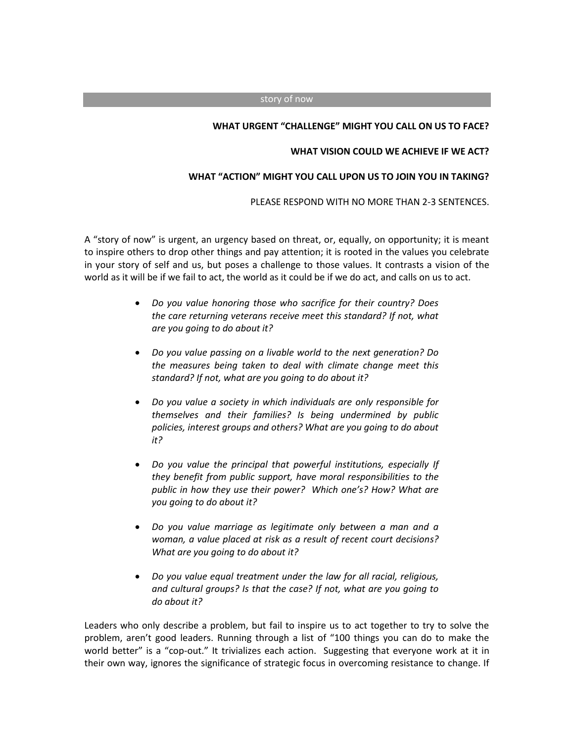## story of now

**WHAT URGENT "CHALLENGE" MIGHT YOU CALL ON US TO FACE?**

**WHAT VISION COULD WE ACHIEVE IF WE ACT?**

**WHAT "ACTION" MIGHT YOU CALL UPON US TO JOIN YOU IN TAKING?**

PLEASE RESPOND WITH NO MORE THAN 2-3 SENTENCES.

A "story of now" is urgent, an urgency based on threat, or, equally, on opportunity; it is meant to inspire others to drop other things and pay attention; it is rooted in the values you celebrate in your story of self and us, but poses a challenge to those values. It contrasts a vision of the world as it will be if we fail to act, the world as it could be if we do act, and calls on us to act.

- *Do you value honoring those who sacrifice for their country? Does the care returning veterans receive meet this standard? If not, what are you going to do about it?*
- *Do you value passing on a livable world to the next generation? Do the measures being taken to deal with climate change meet this standard? If not, what are you going to do about it?*
- *Do you value a society in which individuals are only responsible for themselves and their families? Is being undermined by public policies, interest groups and others? What are you going to do about it?*
- *Do you value the principal that powerful institutions, especially If they benefit from public support, have moral responsibilities to the public in how they use their power? Which one's? How? What are you going to do about it?*
- *Do you value marriage as legitimate only between a man and a woman, a value placed at risk as a result of recent court decisions? What are you going to do about it?*
- *Do you value equal treatment under the law for all racial, religious, and cultural groups? Is that the case? If not, what are you going to do about it?*

Leaders who only describe a problem, but fail to inspire us to act together to try to solve the problem, aren't good leaders. Running through a list of "100 things you can do to make the world better" is a "cop-out." It trivializes each action. Suggesting that everyone work at it in their own way, ignores the significance of strategic focus in overcoming resistance to change. If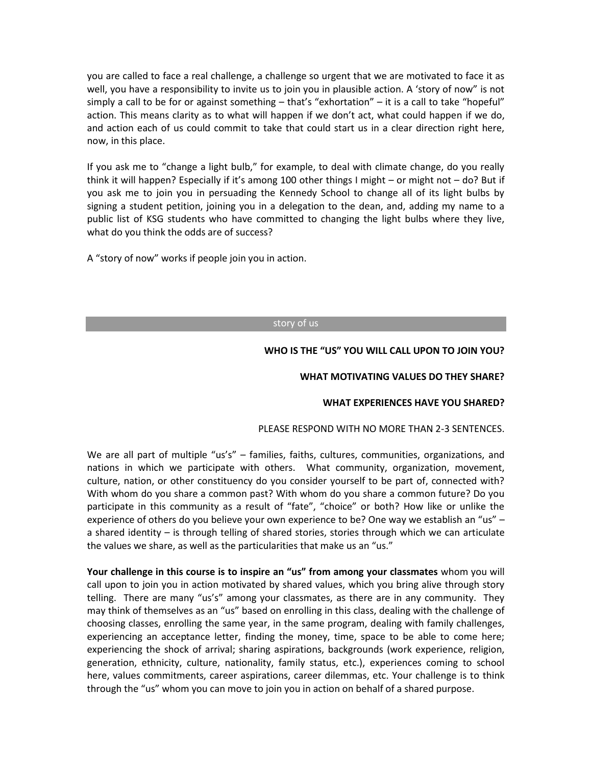you are called to face a real challenge, a challenge so urgent that we are motivated to face it as well, you have a responsibility to invite us to join you in plausible action. A 'story of now" is not simply a call to be for or against something – that's "exhortation" – it is a call to take "hopeful" action. This means clarity as to what will happen if we don't act, what could happen if we do, and action each of us could commit to take that could start us in a clear direction right here, now, in this place.

If you ask me to "change a light bulb," for example, to deal with climate change, do you really think it will happen? Especially if it's among 100 other things I might – or might not – do? But if you ask me to join you in persuading the Kennedy School to change all of its light bulbs by signing a student petition, joining you in a delegation to the dean, and, adding my name to a public list of KSG students who have committed to changing the light bulbs where they live, what do you think the odds are of success?

A "story of now" works if people join you in action.

## story of us

**WHO IS THE "US" YOU WILL CALL UPON TO JOIN YOU?**

**WHAT MOTIVATING VALUES DO THEY SHARE?**

**WHAT EXPERIENCES HAVE YOU SHARED?**

PLEASE RESPOND WITH NO MORE THAN 2-3 SENTENCES.

We are all part of multiple "us's" – families, faiths, cultures, communities, organizations, and nations in which we participate with others. What community, organization, movement, culture, nation, or other constituency do you consider yourself to be part of, connected with? With whom do you share a common past? With whom do you share a common future? Do you participate in this community as a result of "fate", "choice" or both? How like or unlike the experience of others do you believe your own experience to be? One way we establish an "us" – a shared identity – is through telling of shared stories, stories through which we can articulate the values we share, as well as the particularities that make us an "us."

**Your challenge in this course is to inspire an "us" from among your classmates** whom you will call upon to join you in action motivated by shared values, which you bring alive through story telling. There are many "us's" among your classmates, as there are in any community. They may think of themselves as an "us" based on enrolling in this class, dealing with the challenge of choosing classes, enrolling the same year, in the same program, dealing with family challenges, experiencing an acceptance letter, finding the money, time, space to be able to come here; experiencing the shock of arrival; sharing aspirations, backgrounds (work experience, religion, generation, ethnicity, culture, nationality, family status, etc.), experiences coming to school here, values commitments, career aspirations, career dilemmas, etc. Your challenge is to think through the "us" whom you can move to join you in action on behalf of a shared purpose.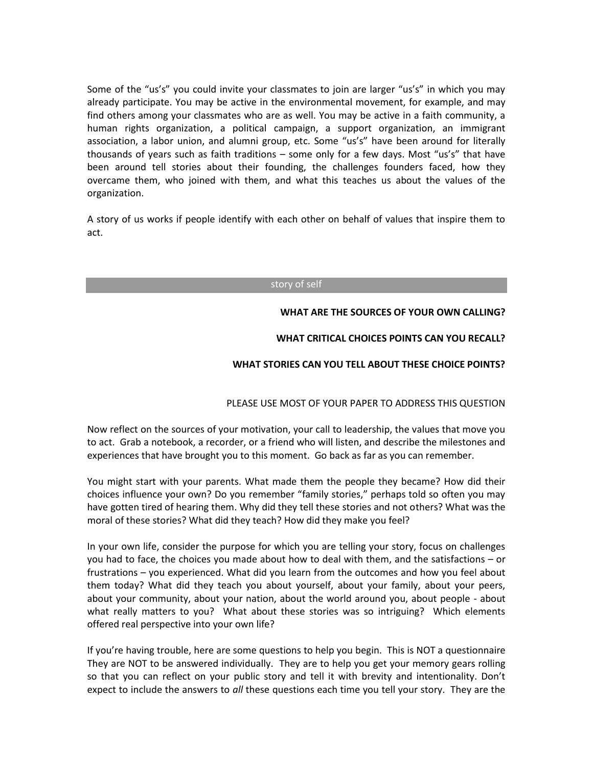Some of the "us's" you could invite your classmates to join are larger "us's" in which you may already participate. You may be active in the environmental movement, for example, and may find others among your classmates who are as well. You may be active in a faith community, a human rights organization, a political campaign, a support organization, an immigrant association, a labor union, and alumni group, etc. Some "us's" have been around for literally thousands of years such as faith traditions – some only for a few days. Most "us's" that have been around tell stories about their founding, the challenges founders faced, how they overcame them, who joined with them, and what this teaches us about the values of the organization.

A story of us works if people identify with each other on behalf of values that inspire them to act.

## story of self

**WHAT ARE THE SOURCES OF YOUR OWN CALLING?**

**WHAT CRITICAL CHOICES POINTS CAN YOU RECALL?**

**WHAT STORIES CAN YOU TELL ABOUT THESE CHOICE POINTS?**

PLEASE USE MOST OF YOUR PAPER TO ADDRESS THIS QUESTION

Now reflect on the sources of your motivation, your call to leadership, the values that move you to act. Grab a notebook, a recorder, or a friend who will listen, and describe the milestones and experiences that have brought you to this moment. Go back as far as you can remember.

You might start with your parents. What made them the people they became? How did their choices influence your own? Do you remember "family stories," perhaps told so often you may have gotten tired of hearing them. Why did they tell these stories and not others? What was the moral of these stories? What did they teach? How did they make you feel?

In your own life, consider the purpose for which you are telling your story, focus on challenges you had to face, the choices you made about how to deal with them, and the satisfactions – or frustrations – you experienced. What did you learn from the outcomes and how you feel about them today? What did they teach you about yourself, about your family, about your peers, about your community, about your nation, about the world around you, about people - about what really matters to you? What about these stories was so intriguing? Which elements offered real perspective into your own life?

If you're having trouble, here are some questions to help you begin. This is NOT a questionnaire They are NOT to be answered individually. They are to help you get your memory gears rolling so that you can reflect on your public story and tell it with brevity and intentionality. Don't expect to include the answers to *all* these questions each time you tell your story. They are the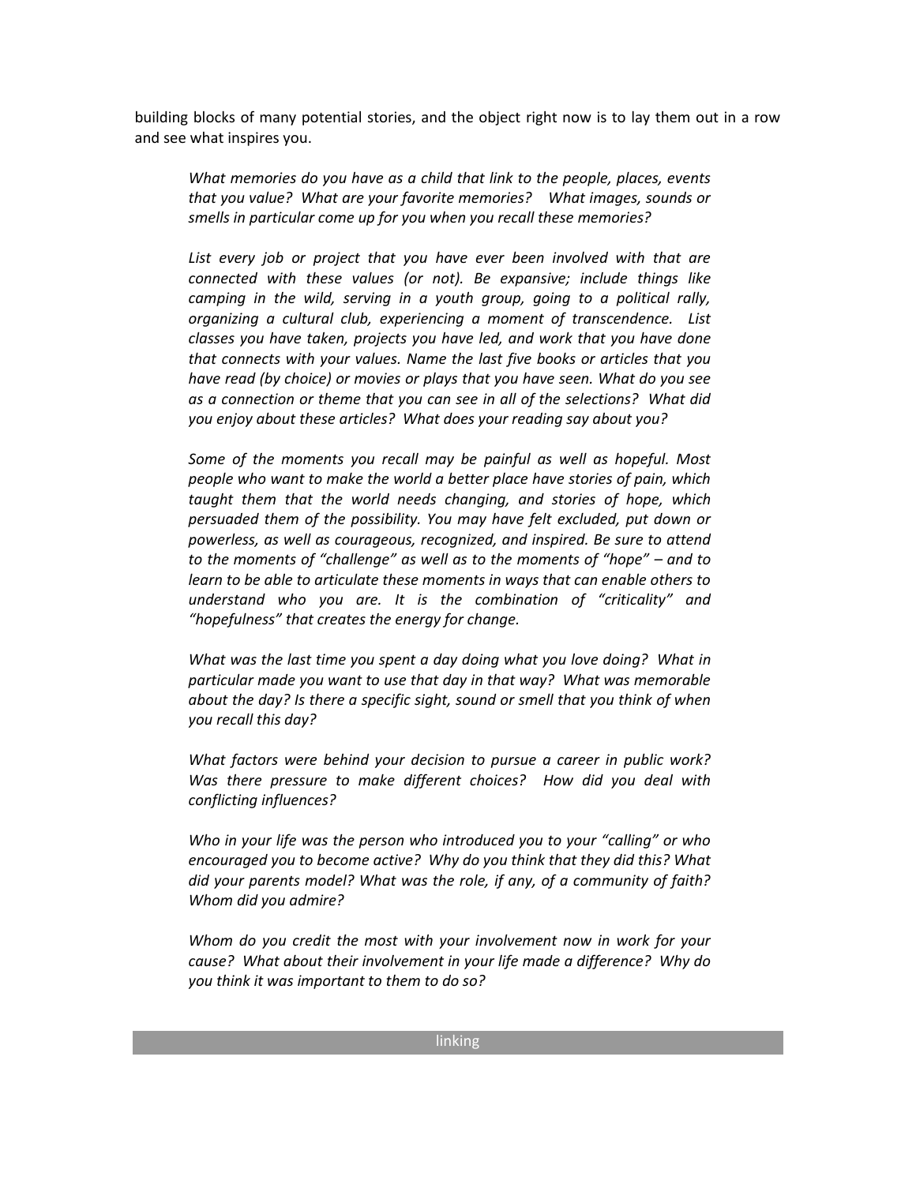building blocks of many potential stories, and the object right now is to lay them out in a row and see what inspires you.

> *What memories do you have as a child that link to the people, places, events that you value? What are your favorite memories? What images, sounds or smells in particular come up for you when you recall these memories?*
>
> *List every job or project that you have ever been involved with that are connected with these values (or not). Be expansive; include things like camping in the wild, serving in a youth group, going to a political rally, organizing a cultural club, experiencing a moment of transcendence. List classes you have taken, projects you have led, and work that you have done that connects with your values. Name the last five books or articles that you have read (by choice) or movies or plays that you have seen. What do you see as a connection or theme that you can see in all of the selections? What did you enjoy about these articles? What does your reading say about you?*
>
> *Some of the moments you recall may be painful as well as hopeful. Most people who want to make the world a better place have stories of pain, which taught them that the world needs changing, and stories of hope, which persuaded them of the possibility. You may have felt excluded, put down or powerless, as well as courageous, recognized, and inspired. Be sure to attend to the moments of "challenge" as well as to the moments of "hope" – and to learn to be able to articulate these moments in ways that can enable others to understand who you are. It is the combination of "criticality" and "hopefulness" that creates the energy for change.*
>
> *What was the last time you spent a day doing what you love doing? What in particular made you want to use that day in that way? What was memorable about the day? Is there a specific sight, sound or smell that you think of when you recall this day?*
>
> *What factors were behind your decision to pursue a career in public work? Was there pressure to make different choices? How did you deal with conflicting influences?*
>
> *Who in your life was the person who introduced you to your "calling" or who encouraged you to become active? Why do you think that they did this? What did your parents model? What was the role, if any, of a community of faith? Whom did you admire?*
>
> *Whom do you credit the most with your involvement now in work for your cause? What about their involvement in your life made a difference? Why do you think it was important to them to do so?*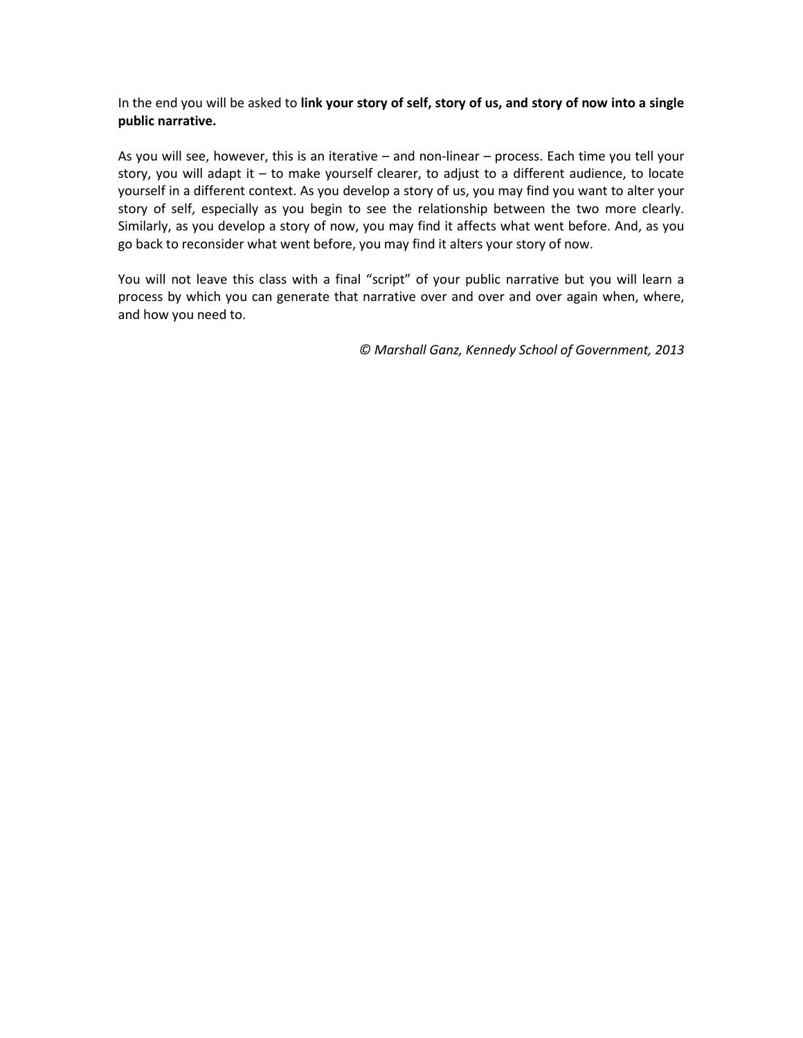In the end you will be asked to **link your story of self, story of us, and story of now into a single public narrative.**

As you will see, however, this is an iterative – and non-linear – process. Each time you tell your story, you will adapt it – to make yourself clearer, to adjust to a different audience, to locate yourself in a different context. As you develop a story of us, you may find you want to alter your story of self, especially as you begin to see the relationship between the two more clearly. Similarly, as you develop a story of now, you may find it affects what went before. And, as you go back to reconsider what went before, you may find it alters your story of now.

You will not leave this class with a final "script" of your public narrative but you will learn a process by which you can generate that narrative over and over and over again when, where, and how you need to.

*© Marshall Ganz, Kennedy School of Government, 2013*